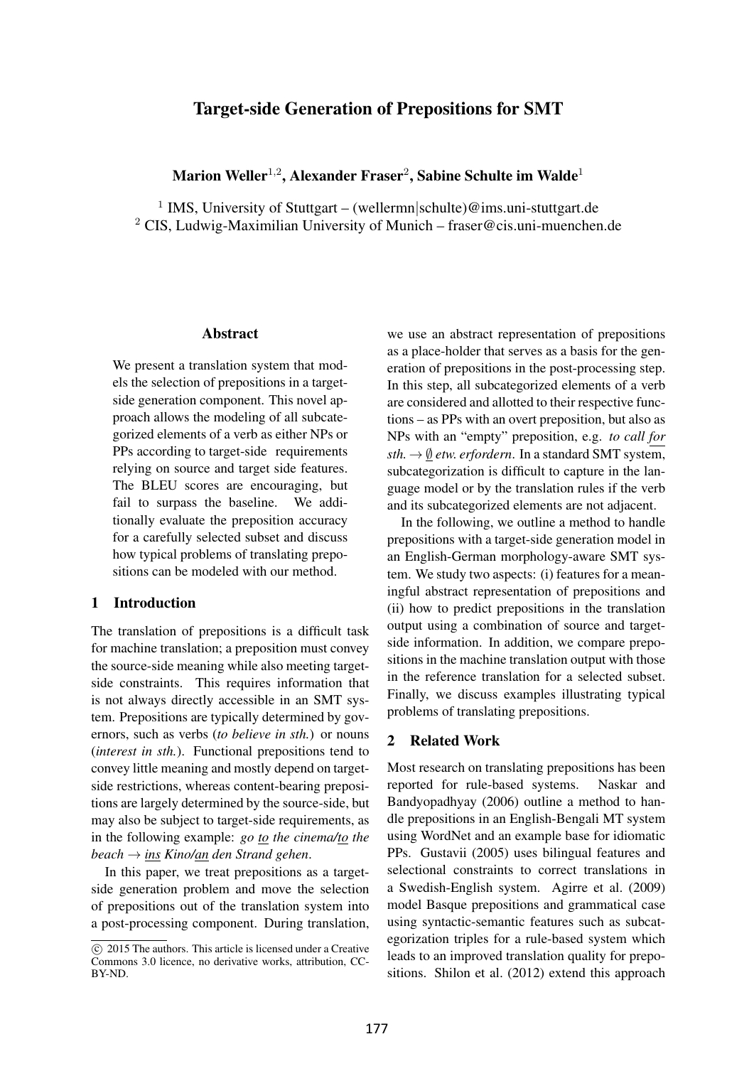# Target-side Generation of Prepositions for SMT

**Marion Weller**[1,2], **Alexander Fraser**[2], **Sabine Schulte im Walde**[1]

[1] IMS, University of Stuttgart – (wellermn|schulte)@ims.uni-stuttgart.de
[2] CIS, Ludwig-Maximilian University of Munich – fraser@cis.uni-muenchen.de

## Abstract

We present a translation system that models the selection of prepositions in a target-side generation component. This novel approach allows the modeling of all subcategorized elements of a verb as either NPs or PPs according to target-side requirements relying on source and target side features. The BLEU scores are encouraging, but fail to surpass the baseline. We additionally evaluate the preposition accuracy for a carefully selected subset and discuss how typical problems of translating prepositions can be modeled with our method.

## 1 Introduction

The translation of prepositions is a difficult task for machine translation; a preposition must convey the source-side meaning while also meeting target-side constraints. This requires information that is not always directly accessible in an SMT system. Prepositions are typically determined by governors, such as verbs (*to believe in sth.*) or nouns (*interest in sth.*). Functional prepositions tend to convey little meaning and mostly depend on target-side restrictions, whereas content-bearing prepositions are largely determined by the source-side, but may also be subject to target-side requirements, as in the following example: *go <u>to</u> the cinema/<u>to</u> the beach* → *<u>ins</u> Kino/<u>an</u> den Strand gehen*.

In this paper, we treat prepositions as a target-side generation problem and move the selection of prepositions out of the translation system into a post-processing component. During translation, we use an abstract representation of prepositions as a place-holder that serves as a basis for the generation of prepositions in the post-processing step. In this step, all subcategorized elements of a verb are considered and allotted to their respective functions – as PPs with an overt preposition, but also as NPs with an "empty" preposition, e.g. *to call <u>for</u> sth.* → *<u>∅</u> etw. erfordern*. In a standard SMT system, subcategorization is difficult to capture in the language model or by the translation rules if the verb and its subcategorized elements are not adjacent.

In the following, we outline a method to handle prepositions with a target-side generation model in an English-German morphology-aware SMT system. We study two aspects: (i) features for a meaningful abstract representation of prepositions and (ii) how to predict prepositions in the translation output using a combination of source and target-side information. In addition, we compare prepositions in the machine translation output with those in the reference translation for a selected subset. Finally, we discuss examples illustrating typical problems of translating prepositions.

## 2 Related Work

Most research on translating prepositions has been reported for rule-based systems. Naskar and Bandyopadhyay (2006) outline a method to handle prepositions in an English-Bengali MT system using WordNet and an example base for idiomatic PPs. Gustavii (2005) uses bilingual features and selectional constraints to correct translations in a Swedish-English system. Agirre et al. (2009) model Basque prepositions and grammatical case using syntactic-semantic features such as subcategorization triples for a rule-based system which leads to an improved translation quality for prepositions. Shilon et al. (2012) extend this approach

© 2015 The authors. This article is licensed under a Creative Commons 3.0 licence, no derivative works, attribution, CC-BY-ND.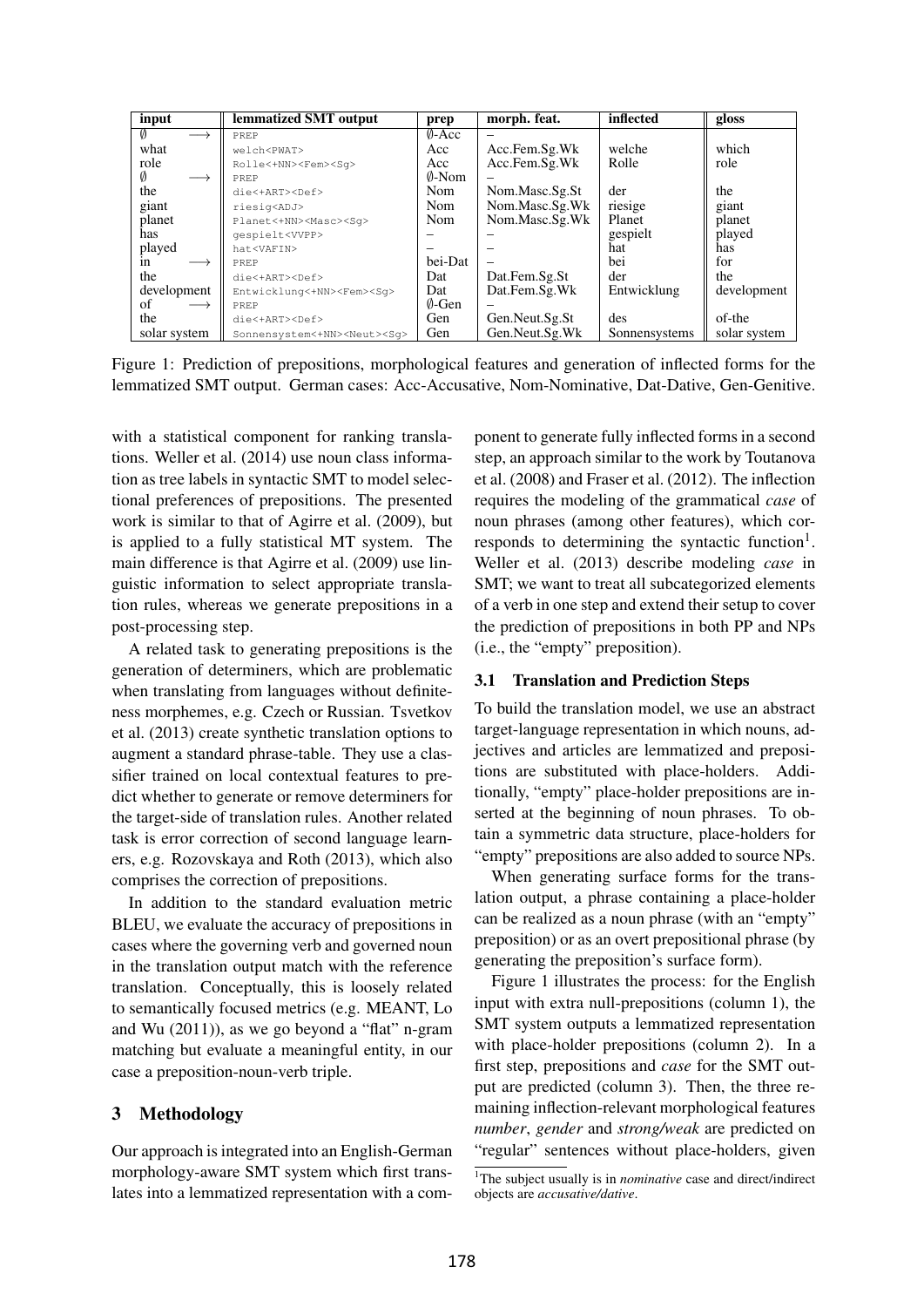| input | | lemmatized SMT output | prep | morph. feat. | inflected | gloss |
|---|---|---|---|---|---|---|
| ∅ | ⟶ | PREP | ∅-Acc | – | | |
| what | | welch<PWAT> | Acc | Acc.Fem.Sg.Wk | welche | which |
| role | | Rolle<+NN><Fem><Sg> | Acc | Acc.Fem.Sg.Wk | Rolle | role |
| ∅ | ⟶ | PREP | ∅-Nom | – | | |
| the | | die<+ART><Def> | Nom | Nom.Masc.Sg.St | der | the |
| giant | | riesig<ADJ> | Nom | Nom.Masc.Sg.Wk | riesige | giant |
| planet | | Planet<+NN><Masc><Sg> | Nom | Nom.Masc.Sg.Wk | Planet | planet |
| has | | gespielt<VVPP> | – | – | gespielt | played |
| played | | hat<VAFIN> | – | – | hat | has |
| in | ⟶ | PREP | bei-Dat | – | bei | for |
| the | | die<+ART><Def> | Dat | Dat.Fem.Sg.St | der | the |
| development | | Entwicklung<+NN><Fem><Sg> | Dat | Dat.Fem.Sg.Wk | Entwicklung | development |
| of | ⟶ | PREP | ∅-Gen | – | | |
| the | | die<+ART><Def> | Gen | Gen.Neut.Sg.St | des | of-the |
| solar system | | Sonnensystem<+NN><Neut><Sg> | Gen | Gen.Neut.Sg.Wk | Sonnensystems | solar system |

Figure 1: Prediction of prepositions, morphological features and generation of inflected forms for the lemmatized SMT output. German cases: Acc-Accusative, Nom-Nominative, Dat-Dative, Gen-Genitive.

with a statistical component for ranking translations. Weller et al. (2014) use noun class information as tree labels in syntactic SMT to model selectional preferences of prepositions. The presented work is similar to that of Agirre et al. (2009), but is applied to a fully statistical MT system. The main difference is that Agirre et al. (2009) use linguistic information to select appropriate translation rules, whereas we generate prepositions in a post-processing step.

A related task to generating prepositions is the generation of determiners, which are problematic when translating from languages without definiteness morphemes, e.g. Czech or Russian. Tsvetkov et al. (2013) create synthetic translation options to augment a standard phrase-table. They use a classifier trained on local contextual features to predict whether to generate or remove determiners for the target-side of translation rules. Another related task is error correction of second language learners, e.g. Rozovskaya and Roth (2013), which also comprises the correction of prepositions.

In addition to the standard evaluation metric BLEU, we evaluate the accuracy of prepositions in cases where the governing verb and governed noun in the translation output match with the reference translation. Conceptually, this is loosely related to semantically focused metrics (e.g. MEANT, Lo and Wu (2011)), as we go beyond a "flat" n-gram matching but evaluate a meaningful entity, in our case a preposition-noun-verb triple.

# 3 Methodology

Our approach is integrated into an English-German morphology-aware SMT system which first translates into a lemmatized representation with a component to generate fully inflected forms in a second step, an approach similar to the work by Toutanova et al. (2008) and Fraser et al. (2012). The inflection requires the modeling of the grammatical *case* of noun phrases (among other features), which corresponds to determining the syntactic function[1]. Weller et al. (2013) describe modeling *case* in SMT; we want to treat all subcategorized elements of a verb in one step and extend their setup to cover the prediction of prepositions in both PP and NPs (i.e., the "empty" preposition).

## 3.1 Translation and Prediction Steps

To build the translation model, we use an abstract target-language representation in which nouns, adjectives and articles are lemmatized and prepositions are substituted with place-holders. Additionally, "empty" place-holder prepositions are inserted at the beginning of noun phrases. To obtain a symmetric data structure, place-holders for "empty" prepositions are also added to source NPs.

When generating surface forms for the translation output, a phrase containing a place-holder can be realized as a noun phrase (with an "empty" preposition) or as an overt prepositional phrase (by generating the preposition's surface form).

Figure 1 illustrates the process: for the English input with extra null-prepositions (column 1), the SMT system outputs a lemmatized representation with place-holder prepositions (column 2). In a first step, prepositions and *case* for the SMT output are predicted (column 3). Then, the three remaining inflection-relevant morphological features *number*, *gender* and *strong/weak* are predicted on "regular" sentences without place-holders, given

[1] The subject usually is in *nominative* case and direct/indirect objects are *accusative/dative*.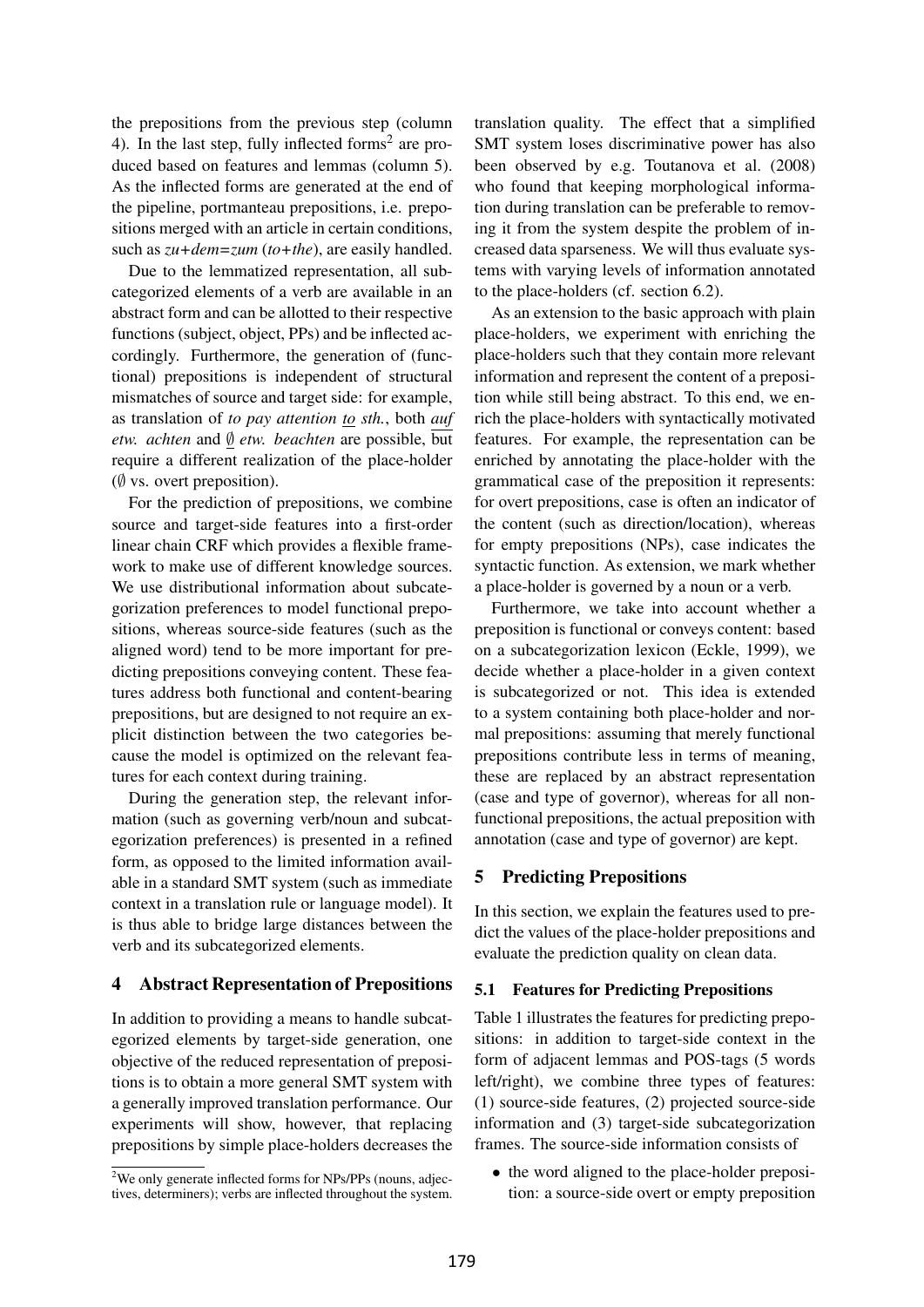the prepositions from the previous step (column 4). In the last step, fully inflected forms[2] are produced based on features and lemmas (column 5). As the inflected forms are generated at the end of the pipeline, portmanteau prepositions, i.e. prepositions merged with an article in certain conditions, such as *zu+dem=zum* (*to+the*), are easily handled.

Due to the lemmatized representation, all subcategorized elements of a verb are available in an abstract form and can be allotted to their respective functions (subject, object, PPs) and be inflected accordingly. Furthermore, the generation of (functional) prepositions is independent of structural mismatches of source and target side: for example, as translation of *to pay attention to sth.*, both *auf etw. achten* and *∅ etw. beachten* are possible, but require a different realization of the place-holder (∅ vs. overt preposition).

For the prediction of prepositions, we combine source and target-side features into a first-order linear chain CRF which provides a flexible framework to make use of different knowledge sources. We use distributional information about subcategorization preferences to model functional prepositions, whereas source-side features (such as the aligned word) tend to be more important for predicting prepositions conveying content. These features address both functional and content-bearing prepositions, but are designed to not require an explicit distinction between the two categories because the model is optimized on the relevant features for each context during training.

During the generation step, the relevant information (such as governing verb/noun and subcategorization preferences) is presented in a refined form, as opposed to the limited information available in a standard SMT system (such as immediate context in a translation rule or language model). It is thus able to bridge large distances between the verb and its subcategorized elements.

## 4 Abstract Representation of Prepositions

In addition to providing a means to handle subcategorized elements by target-side generation, one objective of the reduced representation of prepositions is to obtain a more general SMT system with a generally improved translation performance. Our experiments will show, however, that replacing prepositions by simple place-holders decreases the translation quality. The effect that a simplified SMT system loses discriminative power has also been observed by e.g. Toutanova et al. (2008) who found that keeping morphological information during translation can be preferable to removing it from the system despite the problem of increased data sparseness. We will thus evaluate systems with varying levels of information annotated to the place-holders (cf. section 6.2).

As an extension to the basic approach with plain place-holders, we experiment with enriching the place-holders such that they contain more relevant information and represent the content of a preposition while still being abstract. To this end, we enrich the place-holders with syntactically motivated features. For example, the representation can be enriched by annotating the place-holder with the grammatical case of the preposition it represents: for overt prepositions, case is often an indicator of the content (such as direction/location), whereas for empty prepositions (NPs), case indicates the syntactic function. As extension, we mark whether a place-holder is governed by a noun or a verb.

Furthermore, we take into account whether a preposition is functional or conveys content: based on a subcategorization lexicon (Eckle, 1999), we decide whether a place-holder in a given context is subcategorized or not. This idea is extended to a system containing both place-holder and normal prepositions: assuming that merely functional prepositions contribute less in terms of meaning, these are replaced by an abstract representation (case and type of governor), whereas for all non-functional prepositions, the actual preposition with annotation (case and type of governor) are kept.

## 5 Predicting Prepositions

In this section, we explain the features used to predict the values of the place-holder prepositions and evaluate the prediction quality on clean data.

### 5.1 Features for Predicting Prepositions

Table 1 illustrates the features for predicting prepositions: in addition to target-side context in the form of adjacent lemmas and POS-tags (5 words left/right), we combine three types of features: (1) source-side features, (2) projected source-side information and (3) target-side subcategorization frames. The source-side information consists of

- the word aligned to the place-holder preposition: a source-side overt or empty preposition

[2] We only generate inflected forms for NPs/PPs (nouns, adjectives, determiners); verbs are inflected throughout the system.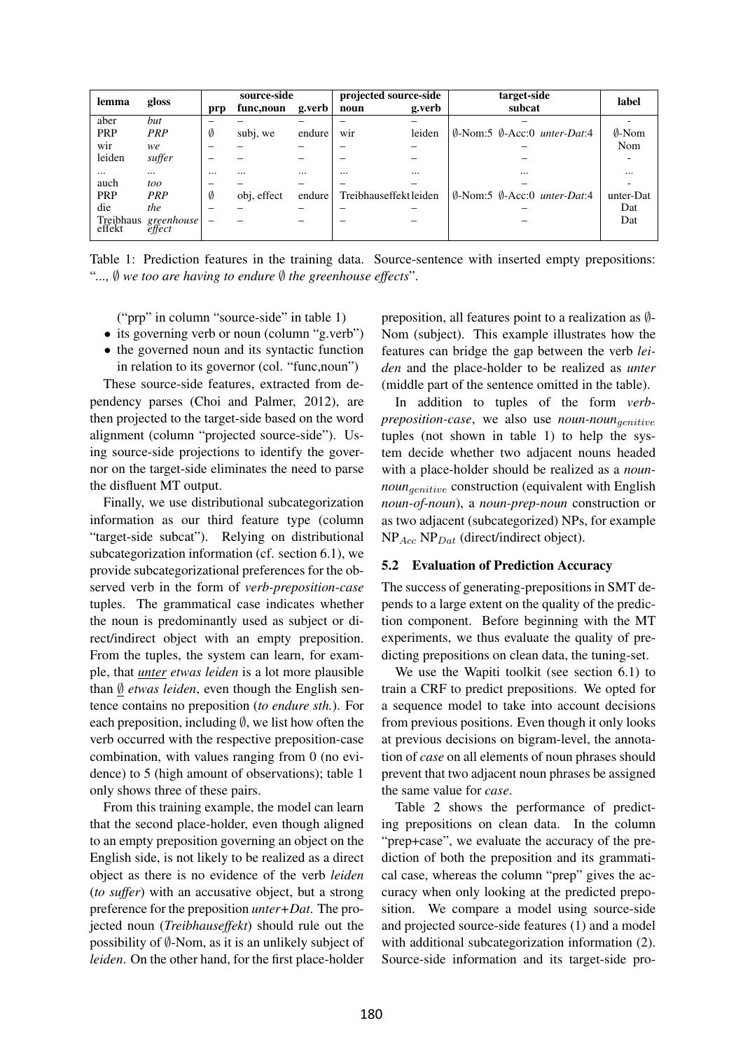| lemma | gloss | source-side | | | projected source-side | | target-side | label |
|---|---|---|---|---|---|---|---|---|
| | | prp | func,noun | g.verb | noun | g.verb | subcat | |
| aber | *but* | – | – | – | – | – | – | - |
| PRP | *PRP* | ∅ | subj, we | endure | wir | leiden | ∅-Nom:5 ∅-Acc:0 *unter-Dat*:4 | ∅-Nom |
| wir | *we* | – | – | – | – | – | – | Nom |
| leiden | *suffer* | – | – | – | – | – | – | - |
| ... | ... | ... | ... | ... | ... | ... | ... | ... |
| auch | *too* | – | – | – | – | – | – | - |
| PRP | *PRP* | ∅ | obj, effect | endure | Treibhauseffekt | leiden | ∅-Nom:5 ∅-Acc:0 *unter-Dat*:4 | unter-Dat |
| die | *the* | – | – | – | – | – | – | Dat |
| Treibhaus effekt | *greenhouse effect* | – | – | – | – | – | – | Dat |

Table 1: Prediction features in the training data. Source-sentence with inserted empty prepositions: "*..., ∅ we too are having to endure ∅ the greenhouse effects*".

("prp" in column "source-side" in table 1)

- its governing verb or noun (column "g.verb")
- the governed noun and its syntactic function in relation to its governor (col. "func,noun")

These source-side features, extracted from dependency parses (Choi and Palmer, 2012), are then projected to the target-side based on the word alignment (column "projected source-side"). Using source-side projections to identify the governor on the target-side eliminates the need to parse the disfluent MT output.

Finally, we use distributional subcategorization information as our third feature type (column "target-side subcat"). Relying on distributional subcategorization information (cf. section 6.1), we provide subcategorizational preferences for the observed verb in the form of *verb-preposition-case* tuples. The grammatical case indicates whether the noun is predominantly used as subject or direct/indirect object with an empty preposition. From the tuples, the system can learn, for example, that *unter etwas leiden* is a lot more plausible than *∅ etwas leiden*, even though the English sentence contains no preposition (*to endure sth.*). For each preposition, including ∅, we list how often the verb occurred with the respective preposition-case combination, with values ranging from 0 (no evidence) to 5 (high amount of observations); table 1 only shows three of these pairs.

From this training example, the model can learn that the second place-holder, even though aligned to an empty preposition governing an object on the English side, is not likely to be realized as a direct object as there is no evidence of the verb *leiden* (*to suffer*) with an accusative object, but a strong preference for the preposition *unter+Dat*. The projected noun (*Treibhauseffekt*) should rule out the possibility of ∅-Nom, as it is an unlikely subject of *leiden*. On the other hand, for the first place-holder preposition, all features point to a realization as ∅-Nom (subject). This example illustrates how the features can bridge the gap between the verb *leiden* and the place-holder to be realized as *unter* (middle part of the sentence omitted in the table).

In addition to tuples of the form *verb-preposition-case*, we also use *noun-noun*$_{genitive}$ tuples (not shown in table 1) to help the system decide whether two adjacent nouns headed with a place-holder should be realized as a *noun-noun*$_{genitive}$ construction (equivalent with English *noun-of-noun*), a *noun-prep-noun* construction or as two adjacent (subcategorized) NPs, for example $NP_{Acc}$ $NP_{Dat}$ (direct/indirect object).

### 5.2 Evaluation of Prediction Accuracy

The success of generating-prepositions in SMT depends to a large extent on the quality of the prediction component. Before beginning with the MT experiments, we thus evaluate the quality of predicting prepositions on clean data, the tuning-set.

We use the Wapiti toolkit (see section 6.1) to train a CRF to predict prepositions. We opted for a sequence model to take into account decisions from previous positions. Even though it only looks at previous decisions on bigram-level, the annotation of *case* on all elements of noun phrases should prevent that two adjacent noun phrases be assigned the same value for *case*.

Table 2 shows the performance of predicting prepositions on clean data. In the column "prep+case", we evaluate the accuracy of the prediction of both the preposition and its grammatical case, whereas the column "prep" gives the accuracy when only looking at the predicted preposition. We compare a model using source-side and projected source-side features (1) and a model with additional subcategorization information (2). Source-side information and its target-side pro-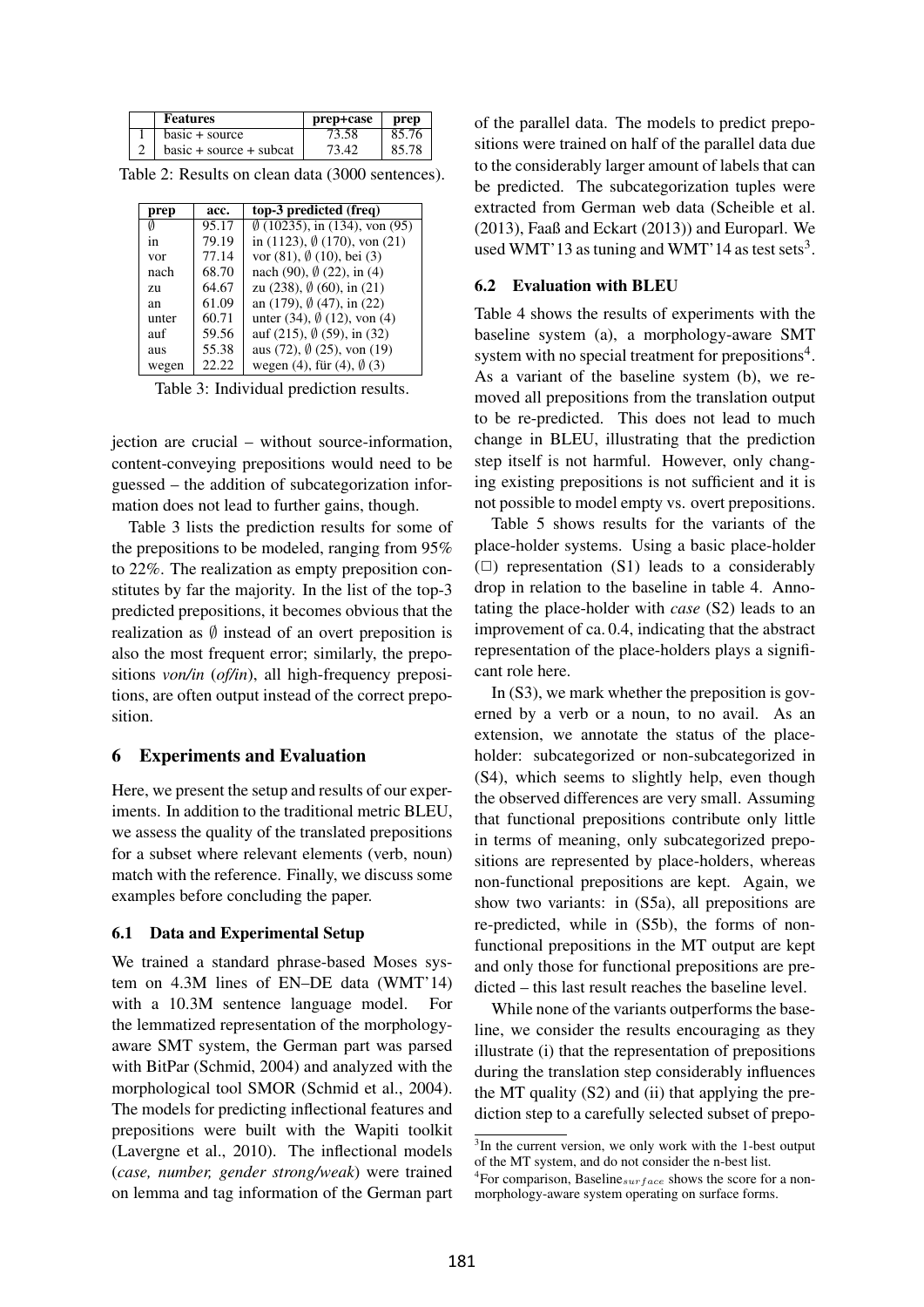|  | Features | prep+case | prep |
|---|---|---|---|
| 1 | basic + source | 73.58 | 85.76 |
| 2 | basic + source + subcat | 73.42 | 85.78 |

Table 2: Results on clean data (3000 sentences).

| prep | acc. | top-3 predicted (freq) |
|---|---|---|
| ∅ | 95.17 | ∅ (10235), in (134), von (95) |
| in | 79.19 | in (1123), ∅ (170), von (21) |
| vor | 77.14 | vor (81), ∅ (10), bei (3) |
| nach | 68.70 | nach (90), ∅ (22), in (4) |
| zu | 64.67 | zu (238), ∅ (60), in (21) |
| an | 61.09 | an (179), ∅ (47), in (22) |
| unter | 60.71 | unter (34), ∅ (12), von (4) |
| auf | 59.56 | auf (215), ∅ (59), in (32) |
| aus | 55.38 | aus (72), ∅ (25), von (19) |
| wegen | 22.22 | wegen (4), für (4), ∅ (3) |

Table 3: Individual prediction results.

jection are crucial – without source-information, content-conveying prepositions would need to be guessed – the addition of subcategorization information does not lead to further gains, though.

Table 3 lists the prediction results for some of the prepositions to be modeled, ranging from 95% to 22%. The realization as empty preposition constitutes by far the majority. In the list of the top-3 predicted prepositions, it becomes obvious that the realization as ∅ instead of an overt preposition is also the most frequent error; similarly, the prepositions *von/in* (*of/in*), all high-frequency prepositions, are often output instead of the correct preposition.

## 6 Experiments and Evaluation

Here, we present the setup and results of our experiments. In addition to the traditional metric BLEU, we assess the quality of the translated prepositions for a subset where relevant elements (verb, noun) match with the reference. Finally, we discuss some examples before concluding the paper.

### 6.1 Data and Experimental Setup

We trained a standard phrase-based Moses system on 4.3M lines of EN–DE data (WMT'14) with a 10.3M sentence language model. For the lemmatized representation of the morphology-aware SMT system, the German part was parsed with BitPar (Schmid, 2004) and analyzed with the morphological tool SMOR (Schmid et al., 2004). The models for predicting inflectional features and prepositions were built with the Wapiti toolkit (Lavergne et al., 2010). The inflectional models (*case, number, gender strong/weak*) were trained on lemma and tag information of the German part of the parallel data. The models to predict prepositions were trained on half of the parallel data due to the considerably larger amount of labels that can be predicted. The subcategorization tuples were extracted from German web data (Scheible et al. (2013), Faaß and Eckart (2013)) and Europarl. We used WMT'13 as tuning and WMT'14 as test sets[3].

### 6.2 Evaluation with BLEU

Table 4 shows the results of experiments with the baseline system (a), a morphology-aware SMT system with no special treatment for prepositions[4]. As a variant of the baseline system (b), we removed all prepositions from the translation output to be re-predicted. This does not lead to much change in BLEU, illustrating that the prediction step itself is not harmful. However, only changing existing prepositions is not sufficient and it is not possible to model empty vs. overt prepositions.

Table 5 shows results for the variants of the place-holder systems. Using a basic place-holder (□) representation (S1) leads to a considerably drop in relation to the baseline in table 4. Annotating the place-holder with *case* (S2) leads to an improvement of ca. 0.4, indicating that the abstract representation of the place-holders plays a significant role here.

In (S3), we mark whether the preposition is governed by a verb or a noun, to no avail. As an extension, we annotate the status of the place-holder: subcategorized or non-subcategorized in (S4), which seems to slightly help, even though the observed differences are very small. Assuming that functional prepositions contribute only little in terms of meaning, only subcategorized prepositions are represented by place-holders, whereas non-functional prepositions are kept. Again, we show two variants: in (S5a), all prepositions are re-predicted, while in (S5b), the forms of non-functional prepositions in the MT output are kept and only those for functional prepositions are predicted – this last result reaches the baseline level.

While none of the variants outperforms the baseline, we consider the results encouraging as they illustrate (i) that the representation of prepositions during the translation step considerably influences the MT quality (S2) and (ii) that applying the prediction step to a carefully selected subset of prepo-

[3] In the current version, we only work with the 1-best output of the MT system, and do not consider the n-best list.

[4] For comparison, Baseline$_{surface}$ shows the score for a non-morphology-aware system operating on surface forms.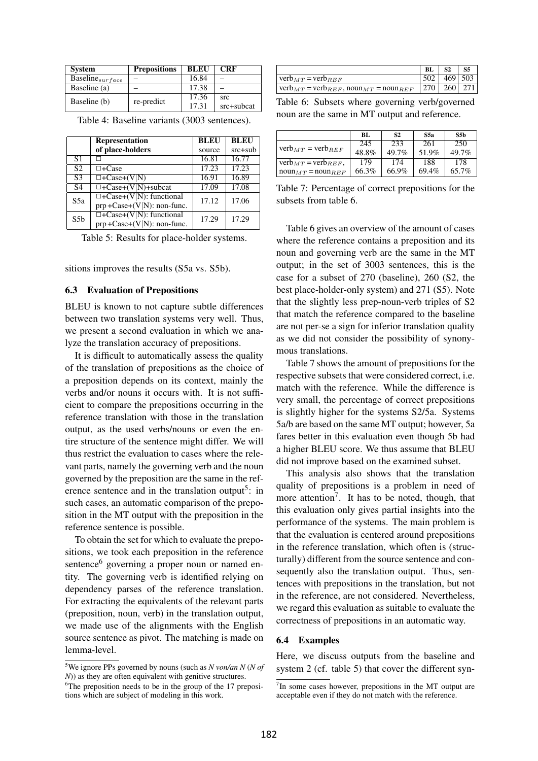| System | Prepositions | BLEU | CRF |
|---|---|---|---|
| Baseline$_{surface}$ | – | 16.84 | – |
| Baseline (a) | – | 17.38 | – |
| Baseline (b) | re-predict | 17.36 | src |
| | | 17.31 | src+subcat |

Table 4: Baseline variants (3003 sentences).

| | Representation of place-holders | BLEU source | BLEU src+sub |
|---|---|---|---|
| S1 | □ | 16.81 | 16.77 |
| S2 | □+Case | 17.23 | 17.23 |
| S3 | □+Case+(V\|N) | 16.91 | 16.89 |
| S4 | □+Case+(V\|N)+subcat | 17.09 | 17.08 |
| S5a | □+Case+(V\|N): functional prp+Case+(V\|N): non-func. | 17.12 | 17.06 |
| S5b | □+Case+(V\|N): functional prp+Case+(V\|N): non-func. | 17.29 | 17.29 |

Table 5: Results for place-holder systems.

sitions improves the results (S5a vs. S5b).

### 6.3 Evaluation of Prepositions

BLEU is known to not capture subtle differences between two translation systems very well. Thus, we present a second evaluation in which we analyze the translation accuracy of prepositions.

It is difficult to automatically assess the quality of the translation of prepositions as the choice of a preposition depends on its context, mainly the verbs and/or nouns it occurs with. It is not sufficient to compare the prepositions occurring in the reference translation with those in the translation output, as the used verbs/nouns or even the entire structure of the sentence might differ. We will thus restrict the evaluation to cases where the relevant parts, namely the governing verb and the noun governed by the preposition are the same in the reference sentence and in the translation output[5]: in such cases, an automatic comparison of the preposition in the MT output with the preposition in the reference sentence is possible.

To obtain the set for which to evaluate the prepositions, we took each preposition in the reference sentence[6] governing a proper noun or named entity. The governing verb is identified relying on dependency parses of the reference translation. For extracting the equivalents of the relevant parts (preposition, noun, verb) in the translation output, we made use of the alignments with the English source sentence as pivot. The matching is made on lemma-level.

[5]We ignore PPs governed by nouns (such as *N von/an N* (*N of N*)) as they are often equivalent with genitive structures.

[6]The preposition needs to be in the group of the 17 prepositions which are subject of modeling in this work.

| | BL | S2 | S5 |
|---|---|---|---|
| $\text{verb}_{MT} = \text{verb}_{REF}$ | 502 | 469 | 503 |
| $\text{verb}_{MT} = \text{verb}_{REF}$, $\text{noun}_{MT} = \text{noun}_{REF}$ | 270 | 260 | 271 |

Table 6: Subsets where governing verb/governed noun are the same in MT output and reference.

| | BL | S2 | S5a | S5b |
|---|---|---|---|---|
| $\text{verb}_{MT} = \text{verb}_{REF}$ | 245 | 233 | 261 | 250 |
| | 48.8% | 49.7% | 51.9% | 49.7% |
| $\text{verb}_{MT} = \text{verb}_{REF}$, | 179 | 174 | 188 | 178 |
| $\text{noun}_{MT} = \text{noun}_{REF}$ | 66.3% | 66.9% | 69.4% | 65.7% |

Table 7: Percentage of correct prepositions for the subsets from table 6.

Table 6 gives an overview of the amount of cases where the reference contains a preposition and its noun and governing verb are the same in the MT output; in the set of 3003 sentences, this is the case for a subset of 270 (baseline), 260 (S2, the best place-holder-only system) and 271 (S5). Note that the slightly less prep-noun-verb triples of S2 that match the reference compared to the baseline are not per-se a sign for inferior translation quality as we did not consider the possibility of synonymous translations.

Table 7 shows the amount of prepositions for the respective subsets that were considered correct, i.e. match with the reference. While the difference is very small, the percentage of correct prepositions is slightly higher for the systems S2/5a. Systems 5a/b are based on the same MT output; however, 5a fares better in this evaluation even though 5b had a higher BLEU score. We thus assume that BLEU did not improve based on the examined subset.

This analysis also shows that the translation quality of prepositions is a problem in need of more attention[7]. It has to be noted, though, that this evaluation only gives partial insights into the performance of the systems. The main problem is that the evaluation is centered around prepositions in the reference translation, which often is (structurally) different from the source sentence and consequently also the translation output. Thus, sentences with prepositions in the translation, but not in the reference, are not considered. Nevertheless, we regard this evaluation as suitable to evaluate the correctness of prepositions in an automatic way.

### 6.4 Examples

Here, we discuss outputs from the baseline and system 2 (cf. table 5) that cover the different syn-

[7]In some cases however, prepositions in the MT output are acceptable even if they do not match with the reference.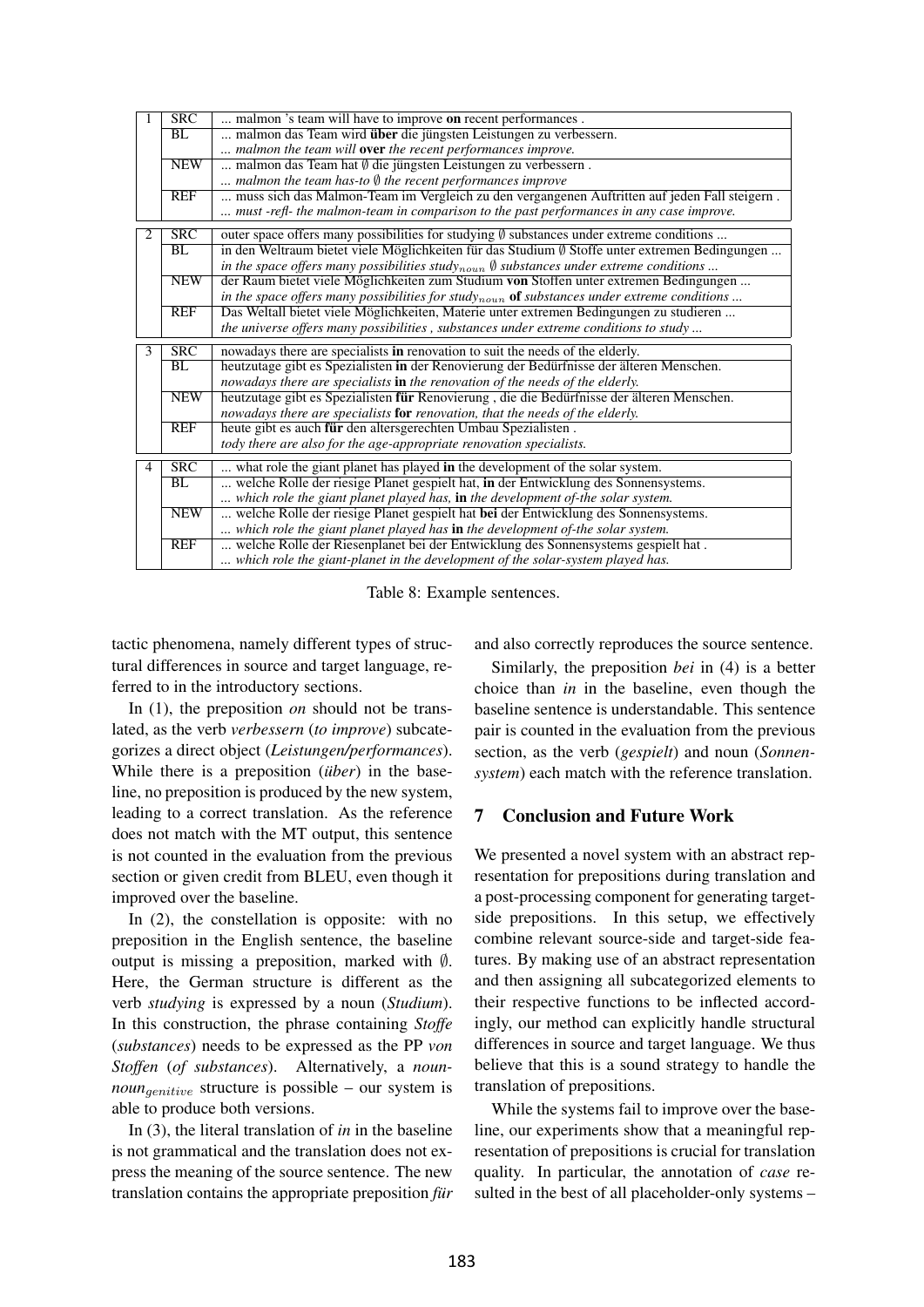| | | |
|---|---|---|
| 1 | SRC | ... malmon 's team will have to improve **on** recent performances . |
| | BL | ... malmon das Team wird **über** die jüngsten Leistungen zu verbessern. <br> *... malmon the team will* **over** *the recent performances improve.* |
| | NEW | ... malmon das Team hat ∅ die jüngsten Leistungen zu verbessern . <br> *... malmon the team has-to ∅ the recent performances improve* |
| | REF | ... muss sich das Malmon-Team im Vergleich zu den vergangenen Auftritten auf jeden Fall steigern . <br> *... must -refl- the malmon-team in comparison to the past performances in any case improve.* |
| 2 | SRC | outer space offers many possibilities for studying ∅ substances under extreme conditions ... |
| | BL | in den Weltraum bietet viele Möglichkeiten für das Studium ∅ Stoffe unter extremen Bedingungen ... <br> *in the space offers many possibilities study$_{noun}$ ∅ substances under extreme conditions ...* |
| | NEW | der Raum bietet viele Möglichkeiten zum Studium **von** Stoffen unter extremen Bedingungen ... <br> *in the space offers many possibilities for study$_{noun}$* **of** *substances under extreme conditions ...* |
| | REF | Das Weltall bietet viele Möglichkeiten, Materie unter extremen Bedingungen zu studieren ... <br> *the universe offers many possibilities , substances under extreme conditions to study ...* |
| 3 | SRC | nowadays there are specialists **in** renovation to suit the needs of the elderly. |
| | BL | heutzutage gibt es Spezialisten **in** der Renovierung der Bedürfnisse der älteren Menschen. <br> *nowadays there are specialists* **in** *the renovation of the needs of the elderly.* |
| | NEW | heutzutage gibt es Spezialisten **für** Renovierung , die die Bedürfnisse der älteren Menschen. <br> *nowadays there are specialists* **for** *renovation, that the needs of the elderly.* |
| | REF | heute gibt es auch **für** den altersgerechten Umbau Spezialisten . <br> *tody there are also for the age-appropriate renovation specialists.* |
| 4 | SRC | ... what role the giant planet has played **in** the development of the solar system. |
| | BL | ... welche Rolle der riesige Planet gespielt hat, **in** der Entwicklung des Sonnensystems. <br> *... which role the giant planet played has,* **in** *the development of-the solar system.* |
| | NEW | ... welche Rolle der riesige Planet gespielt hat **bei** der Entwicklung des Sonnensystems. <br> *... which role the giant planet played has* **in** *the development of-the solar system.* |
| | REF | ... welche Rolle der Riesenplanet bei der Entwicklung des Sonnensystems gespielt hat . <br> *... which role the giant-planet in the development of the solar-system played has.* |

Table 8: Example sentences.

tactic phenomena, namely different types of structural differences in source and target language, referred to in the introductory sections.

In (1), the preposition *on* should not be translated, as the verb *verbessern* (*to improve*) subcategorizes a direct object (*Leistungen/performances*). While there is a preposition (*über*) in the baseline, no preposition is produced by the new system, leading to a correct translation. As the reference does not match with the MT output, this sentence is not counted in the evaluation from the previous section or given credit from BLEU, even though it improved over the baseline.

In (2), the constellation is opposite: with no preposition in the English sentence, the baseline output is missing a preposition, marked with ∅. Here, the German structure is different as the verb *studying* is expressed by a noun (*Studium*). In this construction, the phrase containing *Stoffe* (*substances*) needs to be expressed as the PP *von Stoffen* (*of substances*). Alternatively, a *noun-noun$_{genitive}$* structure is possible – our system is able to produce both versions.

In (3), the literal translation of *in* in the baseline is not grammatical and the translation does not express the meaning of the source sentence. The new translation contains the appropriate preposition *für* and also correctly reproduces the source sentence.

Similarly, the preposition *bei* in (4) is a better choice than *in* in the baseline, even though the baseline sentence is understandable. This sentence pair is counted in the evaluation from the previous section, as the verb (*gespielt*) and noun (*Sonnensystem*) each match with the reference translation.

## 7 Conclusion and Future Work

We presented a novel system with an abstract representation for prepositions during translation and a post-processing component for generating target-side prepositions. In this setup, we effectively combine relevant source-side and target-side features. By making use of an abstract representation and then assigning all subcategorized elements to their respective functions to be inflected accordingly, our method can explicitly handle structural differences in source and target language. We thus believe that this is a sound strategy to handle the translation of prepositions.

While the systems fail to improve over the baseline, our experiments show that a meaningful representation of prepositions is crucial for translation quality. In particular, the annotation of *case* resulted in the best of all placeholder-only systems –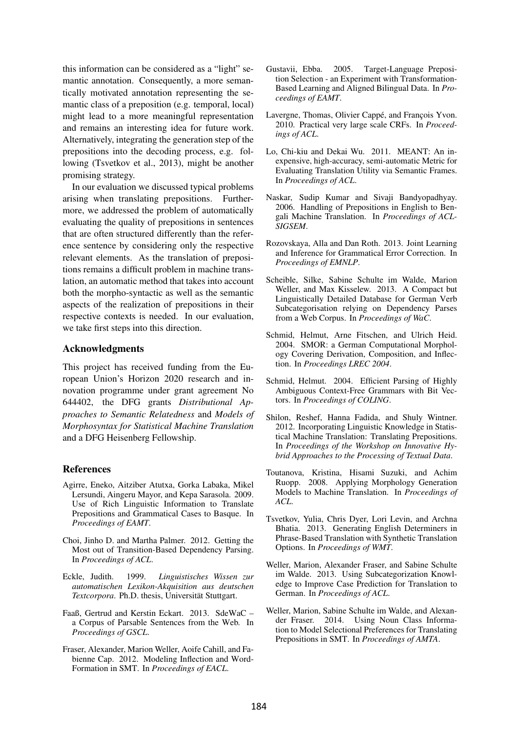this information can be considered as a "light" semantic annotation. Consequently, a more semantically motivated annotation representing the semantic class of a preposition (e.g. temporal, local) might lead to a more meaningful representation and remains an interesting idea for future work. Alternatively, integrating the generation step of the prepositions into the decoding process, e.g. following (Tsvetkov et al., 2013), might be another promising strategy.

In our evaluation we discussed typical problems arising when translating prepositions. Furthermore, we addressed the problem of automatically evaluating the quality of prepositions in sentences that are often structured differently than the reference sentence by considering only the respective relevant elements. As the translation of prepositions remains a difficult problem in machine translation, an automatic method that takes into account both the morpho-syntactic as well as the semantic aspects of the realization of prepositions in their respective contexts is needed. In our evaluation, we take first steps into this direction.

## Acknowledgments

This project has received funding from the European Union's Horizon 2020 research and innovation programme under grant agreement No 644402, the DFG grants *Distributional Approaches to Semantic Relatedness* and *Models of Morphosyntax for Statistical Machine Translation* and a DFG Heisenberg Fellowship.

## References

Agirre, Eneko, Aitziber Atutxa, Gorka Labaka, Mikel Lersundi, Aingeru Mayor, and Kepa Sarasola. 2009. Use of Rich Linguistic Information to Translate Prepositions and Grammatical Cases to Basque. In *Proceedings of EAMT*.

Choi, Jinho D. and Martha Palmer. 2012. Getting the Most out of Transition-Based Dependency Parsing. In *Proceedings of ACL*.

Eckle, Judith. 1999. *Linguistisches Wissen zur automatischen Lexikon-Akquisition aus deutschen Textcorpora*. Ph.D. thesis, Universität Stuttgart.

Faaß, Gertrud and Kerstin Eckart. 2013. SdeWaC – a Corpus of Parsable Sentences from the Web. In *Proceedings of GSCL*.

Fraser, Alexander, Marion Weller, Aoife Cahill, and Fabienne Cap. 2012. Modeling Inflection and Word-Formation in SMT. In *Proceedings of EACL*.

Gustavii, Ebba. 2005. Target-Language Preposition Selection - an Experiment with Transformation-Based Learning and Aligned Bilingual Data. In *Proceedings of EAMT*.

Lavergne, Thomas, Olivier Cappé, and François Yvon. 2010. Practical very large scale CRFs. In *Proceedings of ACL*.

Lo, Chi-kiu and Dekai Wu. 2011. MEANT: An inexpensive, high-accuracy, semi-automatic Metric for Evaluating Translation Utility via Semantic Frames. In *Proceedings of ACL*.

Naskar, Sudip Kumar and Sivaji Bandyopadhyay. 2006. Handling of Prepositions in English to Bengali Machine Translation. In *Proceedings of ACL-SIGSEM*.

Rozovskaya, Alla and Dan Roth. 2013. Joint Learning and Inference for Grammatical Error Correction. In *Proceedings of EMNLP*.

Scheible, Silke, Sabine Schulte im Walde, Marion Weller, and Max Kisselew. 2013. A Compact but Linguistically Detailed Database for German Verb Subcategorisation relying on Dependency Parses from a Web Corpus. In *Proceedings of WaC*.

Schmid, Helmut, Arne Fitschen, and Ulrich Heid. 2004. SMOR: a German Computational Morphology Covering Derivation, Composition, and Inflection. In *Proceedings LREC 2004*.

Schmid, Helmut. 2004. Efficient Parsing of Highly Ambiguous Context-Free Grammars with Bit Vectors. In *Proceedings of COLING*.

Shilon, Reshef, Hanna Fadida, and Shuly Wintner. 2012. Incorporating Linguistic Knowledge in Statistical Machine Translation: Translating Prepositions. In *Proceedings of the Workshop on Innovative Hybrid Approaches to the Processing of Textual Data*.

Toutanova, Kristina, Hisami Suzuki, and Achim Ruopp. 2008. Applying Morphology Generation Models to Machine Translation. In *Proceedings of ACL*.

Tsvetkov, Yulia, Chris Dyer, Lori Levin, and Archna Bhatia. 2013. Generating English Determiners in Phrase-Based Translation with Synthetic Translation Options. In *Proceedings of WMT*.

Weller, Marion, Alexander Fraser, and Sabine Schulte im Walde. 2013. Using Subcategorization Knowledge to Improve Case Prediction for Translation to German. In *Proceedings of ACL*.

Weller, Marion, Sabine Schulte im Walde, and Alexander Fraser. 2014. Using Noun Class Information to Model Selectional Preferences for Translating Prepositions in SMT. In *Proceedings of AMTA*.